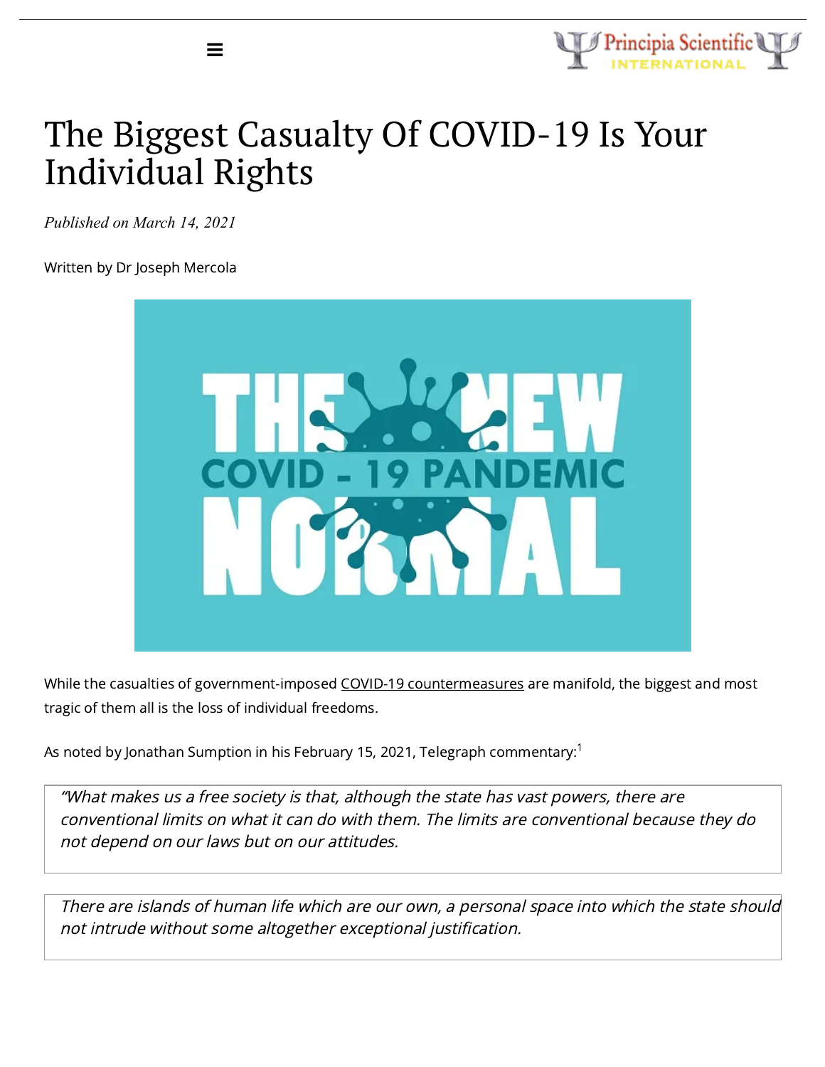# The Biggest Casualty Of COVID-19 Is Your Individual Rights

*Published on March 14, 2021*

Written by Dr Joseph Mercola

While the casualties of government-imposed COVID-19 countermeasures are manifold, the biggest and most tragic of them all is the loss of individual freedoms.

As noted by Jonathan Sumption in his February 15, 2021, Telegraph commentary:[1]

> *"What makes us a free society is that, although the state has vast powers, there are conventional limits on what it can do with them. The limits are conventional because they do not depend on our laws but on our attitudes.*

> *There are islands of human life which are our own, a personal space into which the state should not intrude without some altogether exceptional justification.*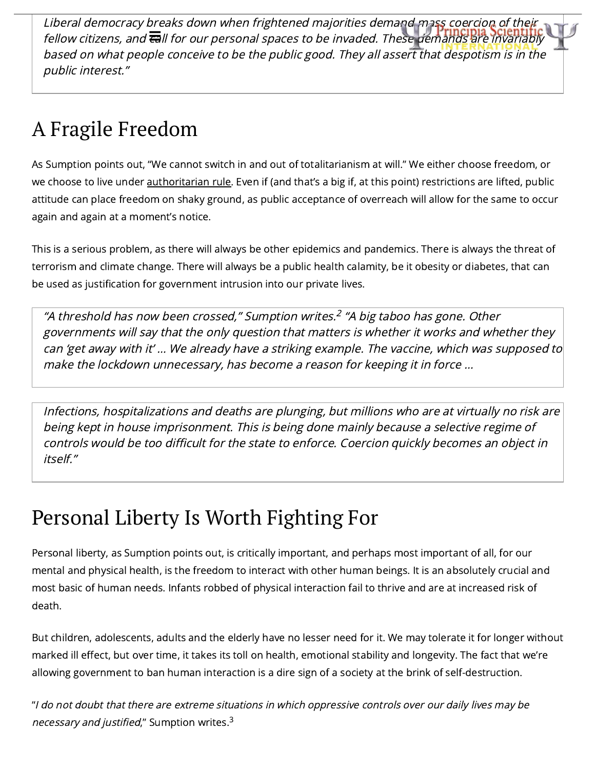> *Liberal democracy breaks down when frightened majorities demand mass coercion of their fellow citizens, and call for our personal spaces to be invaded. These demands are invariably based on what people conceive to be the public good. They all assert that despotism is in the public interest."*

## A Fragile Freedom

As Sumption points out, "We cannot switch in and out of totalitarianism at will." We either choose freedom, or we choose to live under authoritarian rule. Even if (and that's a big if, at this point) restrictions are lifted, public attitude can place freedom on shaky ground, as public acceptance of overreach will allow for the same to occur again and again at a moment's notice.

This is a serious problem, as there will always be other epidemics and pandemics. There is always the threat of terrorism and climate change. There will always be a public health calamity, be it obesity or diabetes, that can be used as justification for government intrusion into our private lives.

> *"A threshold has now been crossed," Sumption writes.*[2] *"A big taboo has gone. Other governments will say that the only question that matters is whether it works and whether they can 'get away with it' ... We already have a striking example. The vaccine, which was supposed to make the lockdown unnecessary, has become a reason for keeping it in force ...*

> *Infections, hospitalizations and deaths are plunging, but millions who are at virtually no risk are being kept in house imprisonment. This is being done mainly because a selective regime of controls would be too difficult for the state to enforce. Coercion quickly becomes an object in itself."*

## Personal Liberty Is Worth Fighting For

Personal liberty, as Sumption points out, is critically important, and perhaps most important of all, for our mental and physical health, is the freedom to interact with other human beings. It is an absolutely crucial and most basic of human needs. Infants robbed of physical interaction fail to thrive and are at increased risk of death.

But children, adolescents, adults and the elderly have no lesser need for it. We may tolerate it for longer without marked ill effect, but over time, it takes its toll on health, emotional stability and longevity. The fact that we're allowing government to ban human interaction is a dire sign of a society at the brink of self-destruction.

"*I do not doubt that there are extreme situations in which oppressive controls over our daily lives may be necessary and justified*," Sumption writes.[3]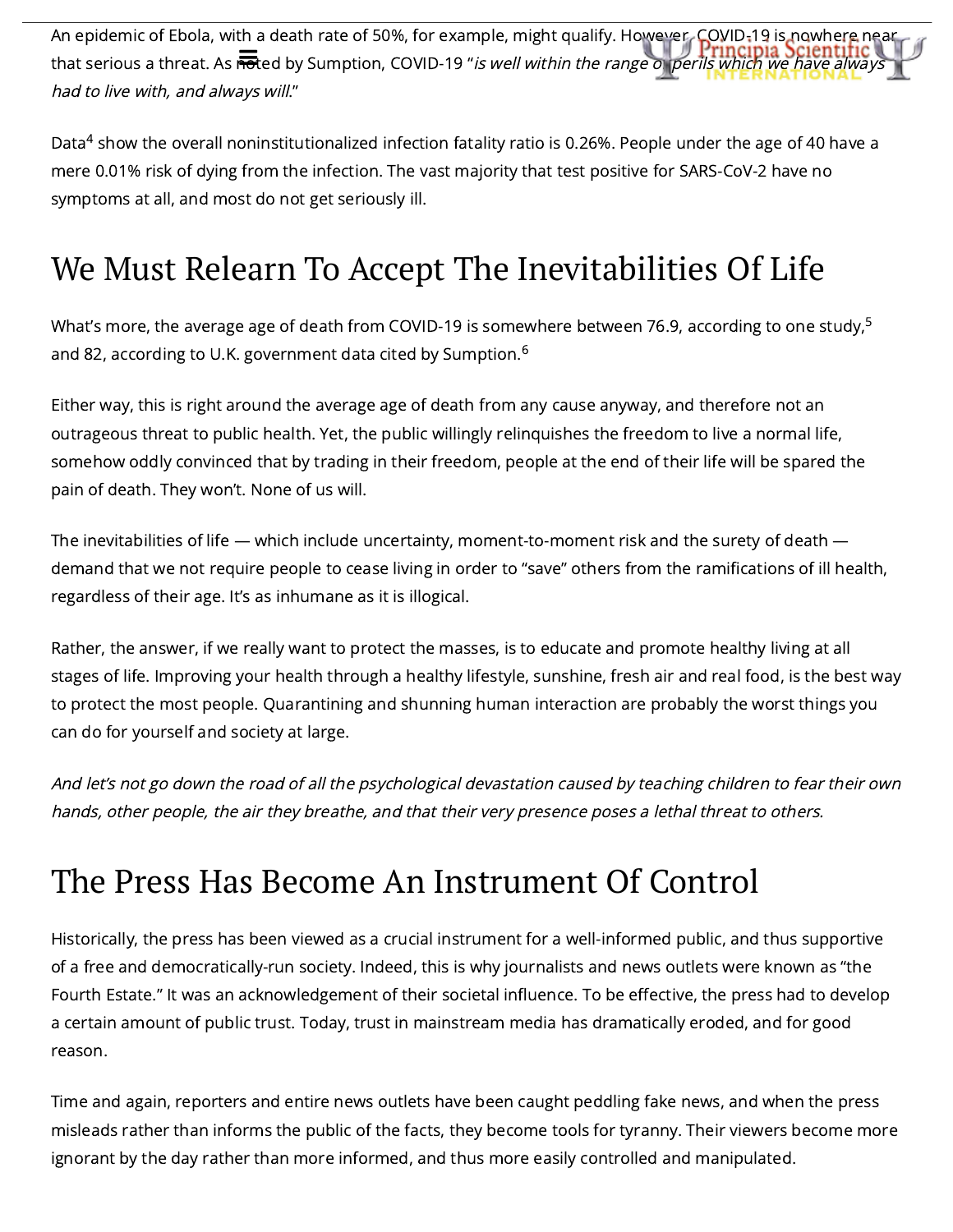An epidemic of Ebola, with a death rate of 50%, for example, might qualify. However, COVID-19 is nowhere near that serious a threat. As noted by Sumption, COVID-19 "*is well within the range of perils which we have always had to live with, and always will.*"

Data[4] show the overall noninstitutionalized infection fatality ratio is 0.26%. People under the age of 40 have a mere 0.01% risk of dying from the infection. The vast majority that test positive for SARS-CoV-2 have no symptoms at all, and most do not get seriously ill.

## We Must Relearn To Accept The Inevitabilities Of Life

What's more, the average age of death from COVID-19 is somewhere between 76.9, according to one study,[5] and 82, according to U.K. government data cited by Sumption.[6]

Either way, this is right around the average age of death from any cause anyway, and therefore not an outrageous threat to public health. Yet, the public willingly relinquishes the freedom to live a normal life, somehow oddly convinced that by trading in their freedom, people at the end of their life will be spared the pain of death. They won't. None of us will.

The inevitabilities of life — which include uncertainty, moment-to-moment risk and the surety of death — demand that we not require people to cease living in order to "save" others from the ramifications of ill health, regardless of their age. It's as inhumane as it is illogical.

Rather, the answer, if we really want to protect the masses, is to educate and promote healthy living at all stages of life. Improving your health through a healthy lifestyle, sunshine, fresh air and real food, is the best way to protect the most people. Quarantining and shunning human interaction are probably the worst things you can do for yourself and society at large.

*And let's not go down the road of all the psychological devastation caused by teaching children to fear their own hands, other people, the air they breathe, and that their very presence poses a lethal threat to others.*

## The Press Has Become An Instrument Of Control

Historically, the press has been viewed as a crucial instrument for a well-informed public, and thus supportive of a free and democratically-run society. Indeed, this is why journalists and news outlets were known as "the Fourth Estate." It was an acknowledgement of their societal influence. To be effective, the press had to develop a certain amount of public trust. Today, trust in mainstream media has dramatically eroded, and for good reason.

Time and again, reporters and entire news outlets have been caught peddling fake news, and when the press misleads rather than informs the public of the facts, they become tools for tyranny. Their viewers become more ignorant by the day rather than more informed, and thus more easily controlled and manipulated.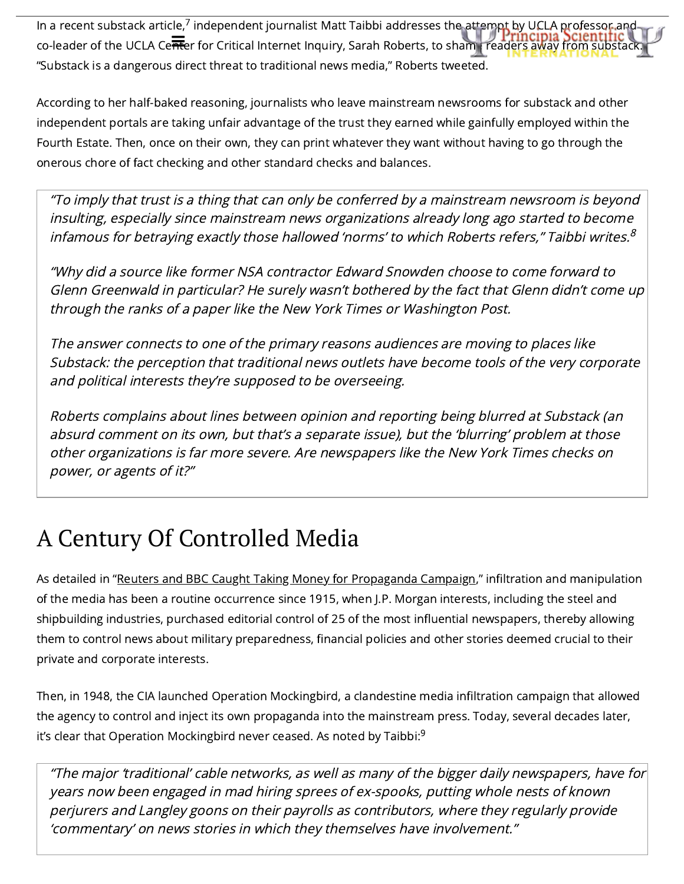In a recent substack article,[7] independent journalist Matt Taibbi addresses the attempt by UCLA professor and co-leader of the UCLA Center for Critical Internet Inquiry, Sarah Roberts, to shame readers away from substack. "Substack is a dangerous direct threat to traditional news media," Roberts tweeted.

According to her half-baked reasoning, journalists who leave mainstream newsrooms for substack and other independent portals are taking unfair advantage of the trust they earned while gainfully employed within the Fourth Estate. Then, once on their own, they can print whatever they want without having to go through the onerous chore of fact checking and other standard checks and balances.

> *"To imply that trust is a thing that can only be conferred by a mainstream newsroom is beyond insulting, especially since mainstream news organizations already long ago started to become infamous for betraying exactly those hallowed 'norms' to which Roberts refers," Taibbi writes.[8]*
>
> *"Why did a source like former NSA contractor Edward Snowden choose to come forward to Glenn Greenwald in particular? He surely wasn't bothered by the fact that Glenn didn't come up through the ranks of a paper like the New York Times or Washington Post.*
>
> *The answer connects to one of the primary reasons audiences are moving to places like Substack: the perception that traditional news outlets have become tools of the very corporate and political interests they're supposed to be overseeing.*
>
> *Roberts complains about lines between opinion and reporting being blurred at Substack (an absurd comment on its own, but that's a separate issue), but the 'blurring' problem at those other organizations is far more severe. Are newspapers like the New York Times checks on power, or agents of it?"*

## A Century Of Controlled Media

As detailed in "Reuters and BBC Caught Taking Money for Propaganda Campaign," infiltration and manipulation of the media has been a routine occurrence since 1915, when J.P. Morgan interests, including the steel and shipbuilding industries, purchased editorial control of 25 of the most influential newspapers, thereby allowing them to control news about military preparedness, financial policies and other stories deemed crucial to their private and corporate interests.

Then, in 1948, the CIA launched Operation Mockingbird, a clandestine media infiltration campaign that allowed the agency to control and inject its own propaganda into the mainstream press. Today, several decades later, it's clear that Operation Mockingbird never ceased. As noted by Taibbi:[9]

> *"The major 'traditional' cable networks, as well as many of the bigger daily newspapers, have for years now been engaged in mad hiring sprees of ex-spooks, putting whole nests of known perjurers and Langley goons on their payrolls as contributors, where they regularly provide 'commentary' on news stories in which they themselves have involvement."*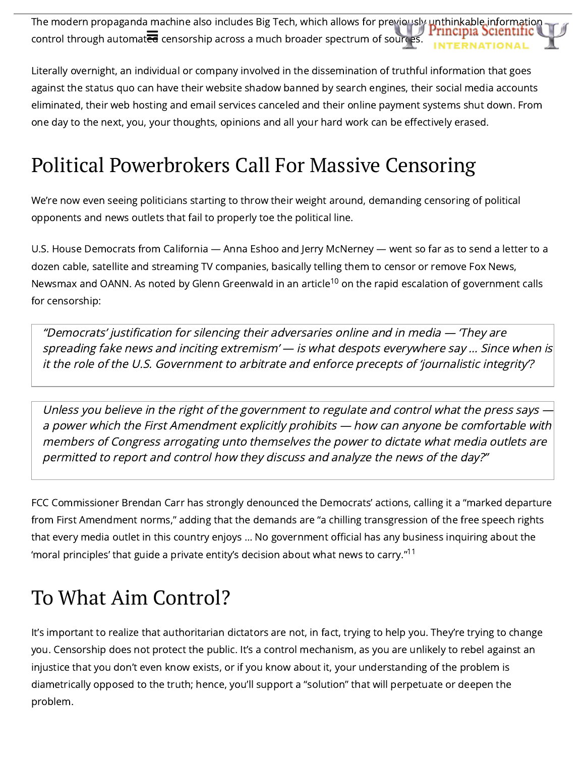The modern propaganda machine also includes Big Tech, which allows for previously unthinkable information control through automated censorship across a much broader spectrum of sources.

Literally overnight, an individual or company involved in the dissemination of truthful information that goes against the status quo can have their website shadow banned by search engines, their social media accounts eliminated, their web hosting and email services canceled and their online payment systems shut down. From one day to the next, you, your thoughts, opinions and all your hard work can be effectively erased.

# Political Powerbrokers Call For Massive Censoring

We're now even seeing politicians starting to throw their weight around, demanding censoring of political opponents and news outlets that fail to properly toe the political line.

U.S. House Democrats from California — Anna Eshoo and Jerry McNerney — went so far as to send a letter to a dozen cable, satellite and streaming TV companies, basically telling them to censor or remove Fox News, Newsmax and OANN. As noted by Glenn Greenwald in an article[10] on the rapid escalation of government calls for censorship:

> *"Democrats' justification for silencing their adversaries online and in media — 'They are spreading fake news and inciting extremism' — is what despots everywhere say … Since when is it the role of the U.S. Government to arbitrate and enforce precepts of 'journalistic integrity'?*

> *Unless you believe in the right of the government to regulate and control what the press says — a power which the First Amendment explicitly prohibits — how can anyone be comfortable with members of Congress arrogating unto themselves the power to dictate what media outlets are permitted to report and control how they discuss and analyze the news of the day?"*

FCC Commissioner Brendan Carr has strongly denounced the Democrats' actions, calling it a "marked departure from First Amendment norms," adding that the demands are "a chilling transgression of the free speech rights that every media outlet in this country enjoys … No government official has any business inquiring about the 'moral principles' that guide a private entity's decision about what news to carry."[11]

# To What Aim Control?

It's important to realize that authoritarian dictators are not, in fact, trying to help you. They're trying to change you. Censorship does not protect the public. It's a control mechanism, as you are unlikely to rebel against an injustice that you don't even know exists, or if you know about it, your understanding of the problem is diametrically opposed to the truth; hence, you'll support a "solution" that will perpetuate or deepen the problem.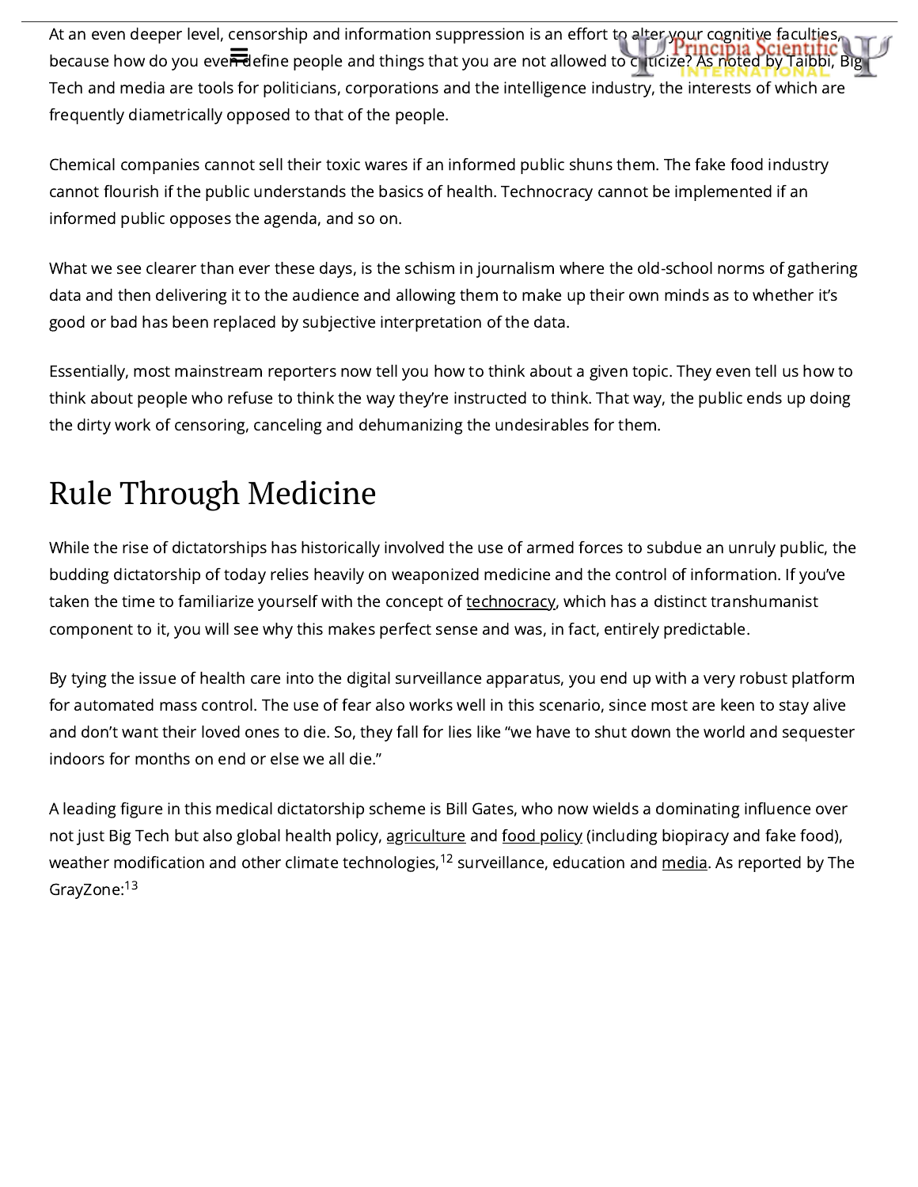At an even deeper level, censorship and information suppression is an effort to alter your cognitive faculties, because how do you even define people and things that you are not allowed to criticize? As noted by Taibbi, Big Tech and media are tools for politicians, corporations and the intelligence industry, the interests of which are frequently diametrically opposed to that of the people.

Chemical companies cannot sell their toxic wares if an informed public shuns them. The fake food industry cannot flourish if the public understands the basics of health. Technocracy cannot be implemented if an informed public opposes the agenda, and so on.

What we see clearer than ever these days, is the schism in journalism where the old-school norms of gathering data and then delivering it to the audience and allowing them to make up their own minds as to whether it's good or bad has been replaced by subjective interpretation of the data.

Essentially, most mainstream reporters now tell you how to think about a given topic. They even tell us how to think about people who refuse to think the way they're instructed to think. That way, the public ends up doing the dirty work of censoring, canceling and dehumanizing the undesirables for them.

# Rule Through Medicine

While the rise of dictatorships has historically involved the use of armed forces to subdue an unruly public, the budding dictatorship of today relies heavily on weaponized medicine and the control of information. If you've taken the time to familiarize yourself with the concept of technocracy, which has a distinct transhumanist component to it, you will see why this makes perfect sense and was, in fact, entirely predictable.

By tying the issue of health care into the digital surveillance apparatus, you end up with a very robust platform for automated mass control. The use of fear also works well in this scenario, since most are keen to stay alive and don't want their loved ones to die. So, they fall for lies like "we have to shut down the world and sequester indoors for months on end or else we all die."

A leading figure in this medical dictatorship scheme is Bill Gates, who now wields a dominating influence over not just Big Tech but also global health policy, agriculture and food policy (including biopiracy and fake food), weather modification and other climate technologies,[12] surveillance, education and media. As reported by The GrayZone:[13]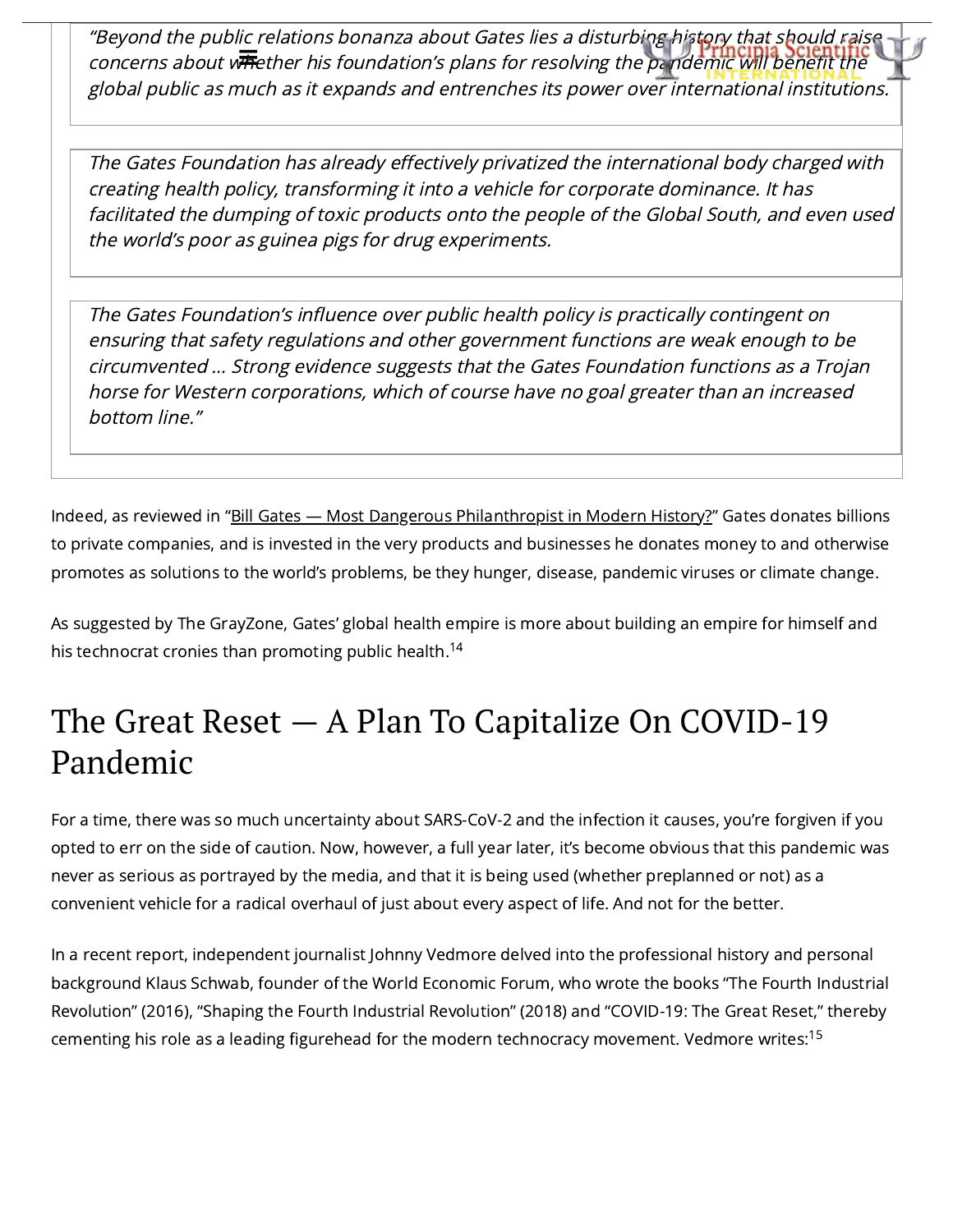> *"Beyond the public relations bonanza about Gates lies a disturbing history that should raise concerns about whether his foundation's plans for resolving the pandemic will benefit the global public as much as it expands and entrenches its power over international institutions.*
>
> *The Gates Foundation has already effectively privatized the international body charged with creating health policy, transforming it into a vehicle for corporate dominance. It has facilitated the dumping of toxic products onto the people of the Global South, and even used the world's poor as guinea pigs for drug experiments.*
>
> *The Gates Foundation's influence over public health policy is practically contingent on ensuring that safety regulations and other government functions are weak enough to be circumvented … Strong evidence suggests that the Gates Foundation functions as a Trojan horse for Western corporations, which of course have no goal greater than an increased bottom line."*

Indeed, as reviewed in "Bill Gates — Most Dangerous Philanthropist in Modern History?" Gates donates billions to private companies, and is invested in the very products and businesses he donates money to and otherwise promotes as solutions to the world's problems, be they hunger, disease, pandemic viruses or climate change.

As suggested by The GrayZone, Gates' global health empire is more about building an empire for himself and his technocrat cronies than promoting public health.[14]

## The Great Reset — A Plan To Capitalize On COVID-19 Pandemic

For a time, there was so much uncertainty about SARS-CoV-2 and the infection it causes, you're forgiven if you opted to err on the side of caution. Now, however, a full year later, it's become obvious that this pandemic was never as serious as portrayed by the media, and that it is being used (whether preplanned or not) as a convenient vehicle for a radical overhaul of just about every aspect of life. And not for the better.

In a recent report, independent journalist Johnny Vedmore delved into the professional history and personal background Klaus Schwab, founder of the World Economic Forum, who wrote the books "The Fourth Industrial Revolution" (2016), "Shaping the Fourth Industrial Revolution" (2018) and "COVID-19: The Great Reset," thereby cementing his role as a leading figurehead for the modern technocracy movement. Vedmore writes:[15]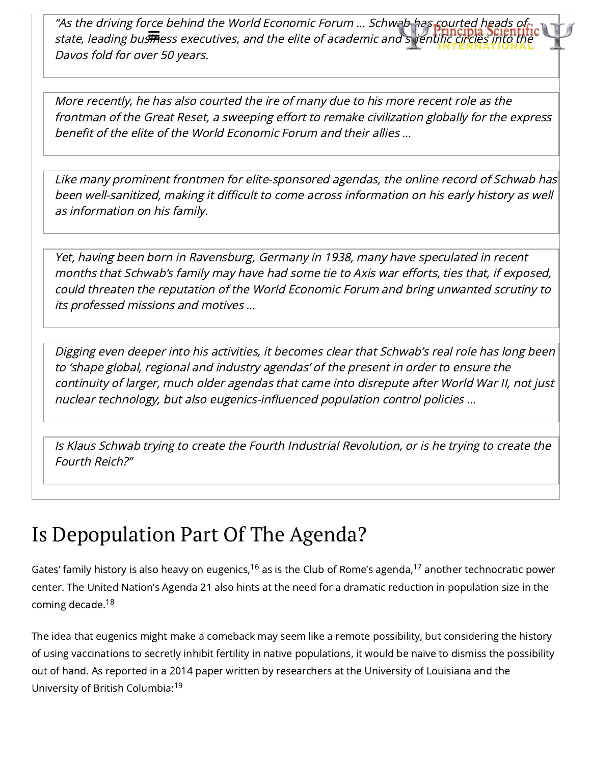> *"As the driving force behind the World Economic Forum … Schwab has courted heads of state, leading business executives, and the elite of academic and scientific circles into the Davos fold for over 50 years.*
>
> *More recently, he has also courted the ire of many due to his more recent role as the frontman of the Great Reset, a sweeping effort to remake civilization globally for the express benefit of the elite of the World Economic Forum and their allies …*
>
> *Like many prominent frontmen for elite-sponsored agendas, the online record of Schwab has been well-sanitized, making it difficult to come across information on his early history as well as information on his family.*
>
> *Yet, having been born in Ravensburg, Germany in 1938, many have speculated in recent months that Schwab's family may have had some tie to Axis war efforts, ties that, if exposed, could threaten the reputation of the World Economic Forum and bring unwanted scrutiny to its professed missions and motives …*
>
> *Digging even deeper into his activities, it becomes clear that Schwab's real role has long been to 'shape global, regional and industry agendas' of the present in order to ensure the continuity of larger, much older agendas that came into disrepute after World War II, not just nuclear technology, but also eugenics-influenced population control policies …*
>
> *Is Klaus Schwab trying to create the Fourth Industrial Revolution, or is he trying to create the Fourth Reich?"*

# Is Depopulation Part Of The Agenda?

Gates' family history is also heavy on eugenics,[16] as is the Club of Rome's agenda,[17] another technocratic power center. The United Nation's Agenda 21 also hints at the need for a dramatic reduction in population size in the coming decade.[18]

The idea that eugenics might make a comeback may seem like a remote possibility, but considering the history of using vaccinations to secretly inhibit fertility in native populations, it would be naïve to dismiss the possibility out of hand. As reported in a 2014 paper written by researchers at the University of Louisiana and the University of British Columbia:[19]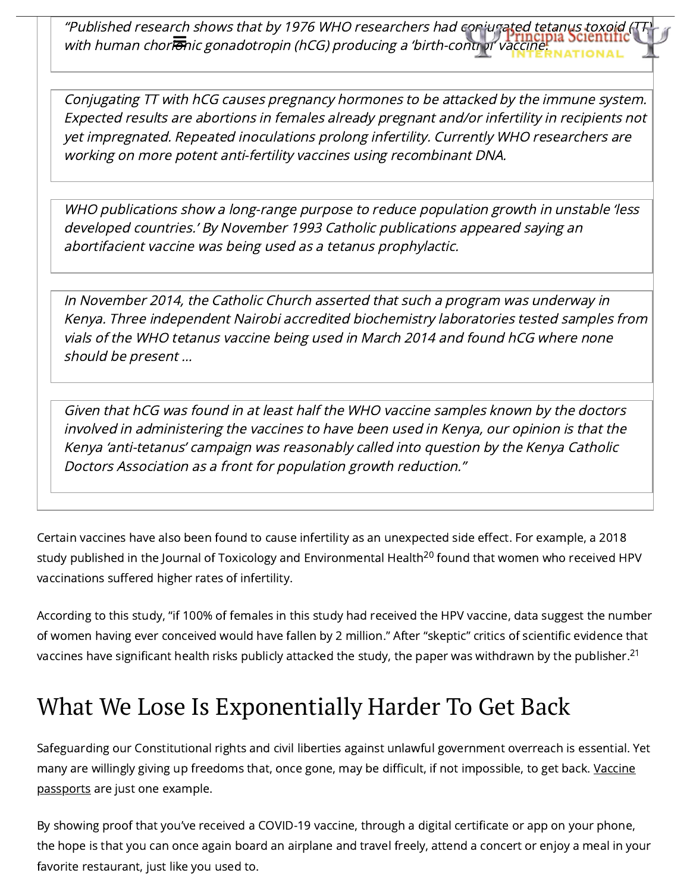> *"Published research shows that by 1976 WHO researchers had conjugated tetanus toxoid (TT) with human chorionic gonadotropin (hCG) producing a 'birth-control' vaccine.*
>
> *Conjugating TT with hCG causes pregnancy hormones to be attacked by the immune system. Expected results are abortions in females already pregnant and/or infertility in recipients not yet impregnated. Repeated inoculations prolong infertility. Currently WHO researchers are working on more potent anti-fertility vaccines using recombinant DNA.*
>
> *WHO publications show a long-range purpose to reduce population growth in unstable 'less developed countries.' By November 1993 Catholic publications appeared saying an abortifacient vaccine was being used as a tetanus prophylactic.*
>
> *In November 2014, the Catholic Church asserted that such a program was underway in Kenya. Three independent Nairobi accredited biochemistry laboratories tested samples from vials of the WHO tetanus vaccine being used in March 2014 and found hCG where none should be present …*
>
> *Given that hCG was found in at least half the WHO vaccine samples known by the doctors involved in administering the vaccines to have been used in Kenya, our opinion is that the Kenya 'anti-tetanus' campaign was reasonably called into question by the Kenya Catholic Doctors Association as a front for population growth reduction."*

Certain vaccines have also been found to cause infertility as an unexpected side effect. For example, a 2018 study published in the Journal of Toxicology and Environmental Health[20] found that women who received HPV vaccinations suffered higher rates of infertility.

According to this study, "if 100% of females in this study had received the HPV vaccine, data suggest the number of women having ever conceived would have fallen by 2 million." After "skeptic" critics of scientific evidence that vaccines have significant health risks publicly attacked the study, the paper was withdrawn by the publisher.[21]

## What We Lose Is Exponentially Harder To Get Back

Safeguarding our Constitutional rights and civil liberties against unlawful government overreach is essential. Yet many are willingly giving up freedoms that, once gone, may be difficult, if not impossible, to get back. Vaccine passports are just one example.

By showing proof that you've received a COVID-19 vaccine, through a digital certificate or app on your phone, the hope is that you can once again board an airplane and travel freely, attend a concert or enjoy a meal in your favorite restaurant, just like you used to.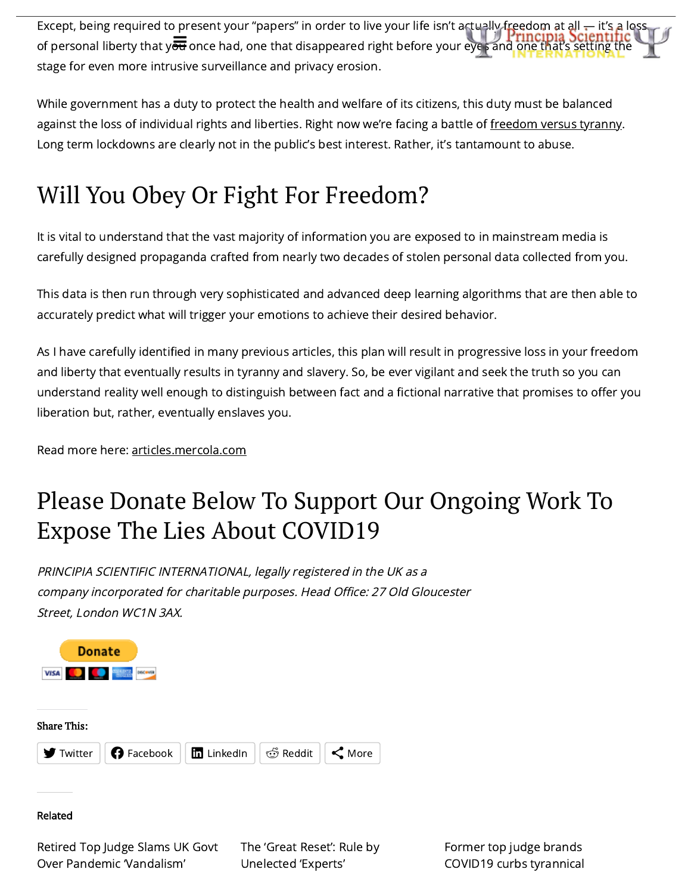Except, being required to present your “papers” in order to live your life isn’t actually freedom at all — it’s a loss of personal liberty that you once had, one that disappeared right before your eyes and one that’s setting the stage for even more intrusive surveillance and privacy erosion.

While government has a duty to protect the health and welfare of its citizens, this duty must be balanced against the loss of individual rights and liberties. Right now we’re facing a battle of freedom versus tyranny. Long term lockdowns are clearly not in the public’s best interest. Rather, it’s tantamount to abuse.

# Will You Obey Or Fight For Freedom?

It is vital to understand that the vast majority of information you are exposed to in mainstream media is carefully designed propaganda crafted from nearly two decades of stolen personal data collected from you.

This data is then run through very sophisticated and advanced deep learning algorithms that are then able to accurately predict what will trigger your emotions to achieve their desired behavior.

As I have carefully identified in many previous articles, this plan will result in progressive loss in your freedom and liberty that eventually results in tyranny and slavery. So, be ever vigilant and seek the truth so you can understand reality well enough to distinguish between fact and a fictional narrative that promises to offer you liberation but, rather, eventually enslaves you.

Read more here: articles.mercola.com

# Please Donate Below To Support Our Ongoing Work To Expose The Lies About COVID19

*PRINCIPIA SCIENTIFIC INTERNATIONAL, legally registered in the UK as a company incorporated for charitable purposes. Head Office: 27 Old Gloucester Street, London WC1N 3AX.*

Donate

**Share This:**

Twitter Facebook LinkedIn Reddit More

**Related**

Retired Top Judge Slams UK Govt Over Pandemic ‘Vandalism’

The ‘Great Reset’: Rule by Unelected ‘Experts’

Former top judge brands COVID19 curbs tyrannical